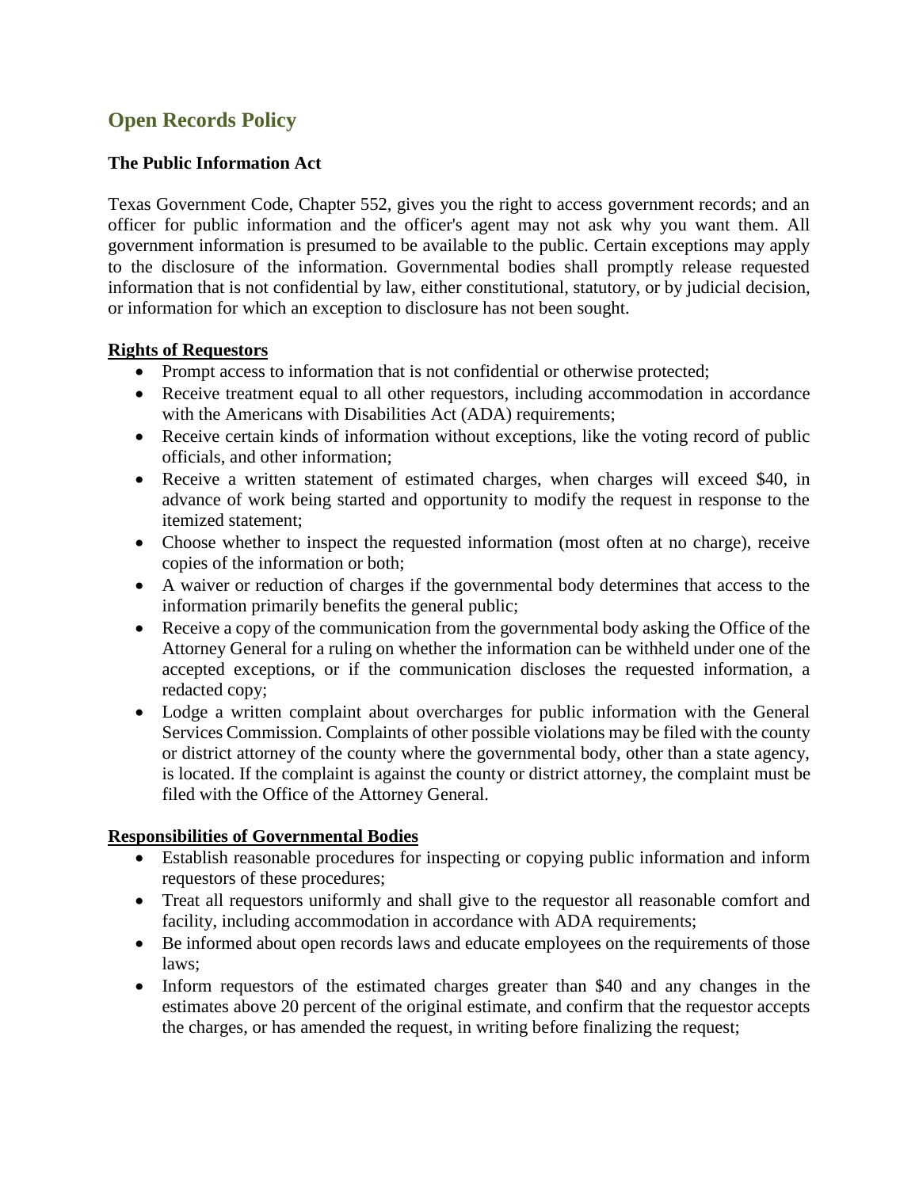# Open Records Policy

### The Public Information Act

Texas Government Code, Chapter 552, gives you the right to access government records; and an officer for public information and the officer's agent may not ask why you want them. All government information is presumed to be available to the public. Certain exceptions may apply to the disclosure of the information. Governmental bodies shall promptly release requested information that is not confidential by law, either constitutional, statutory, or by judicial decision, or information for which an exception to disclosure has not been sought.

**Rights of Requestors**

- Prompt access to information that is not confidential or otherwise protected;
- Receive treatment equal to all other requestors, including accommodation in accordance with the Americans with Disabilities Act (ADA) requirements;
- Receive certain kinds of information without exceptions, like the voting record of public officials, and other information;
- Receive a written statement of estimated charges, when charges will exceed $40, in advance of work being started and opportunity to modify the request in response to the itemized statement;
- Choose whether to inspect the requested information (most often at no charge), receive copies of the information or both;
- A waiver or reduction of charges if the governmental body determines that access to the information primarily benefits the general public;
- Receive a copy of the communication from the governmental body asking the Office of the Attorney General for a ruling on whether the information can be withheld under one of the accepted exceptions, or if the communication discloses the requested information, a redacted copy;
- Lodge a written complaint about overcharges for public information with the General Services Commission. Complaints of other possible violations may be filed with the county or district attorney of the county where the governmental body, other than a state agency, is located. If the complaint is against the county or district attorney, the complaint must be filed with the Office of the Attorney General.

**Responsibilities of Governmental Bodies**

- Establish reasonable procedures for inspecting or copying public information and inform requestors of these procedures;
- Treat all requestors uniformly and shall give to the requestor all reasonable comfort and facility, including accommodation in accordance with ADA requirements;
- Be informed about open records laws and educate employees on the requirements of those laws;
- Inform requestors of the estimated charges greater than $40 and any changes in the estimates above 20 percent of the original estimate, and confirm that the requestor accepts the charges, or has amended the request, in writing before finalizing the request;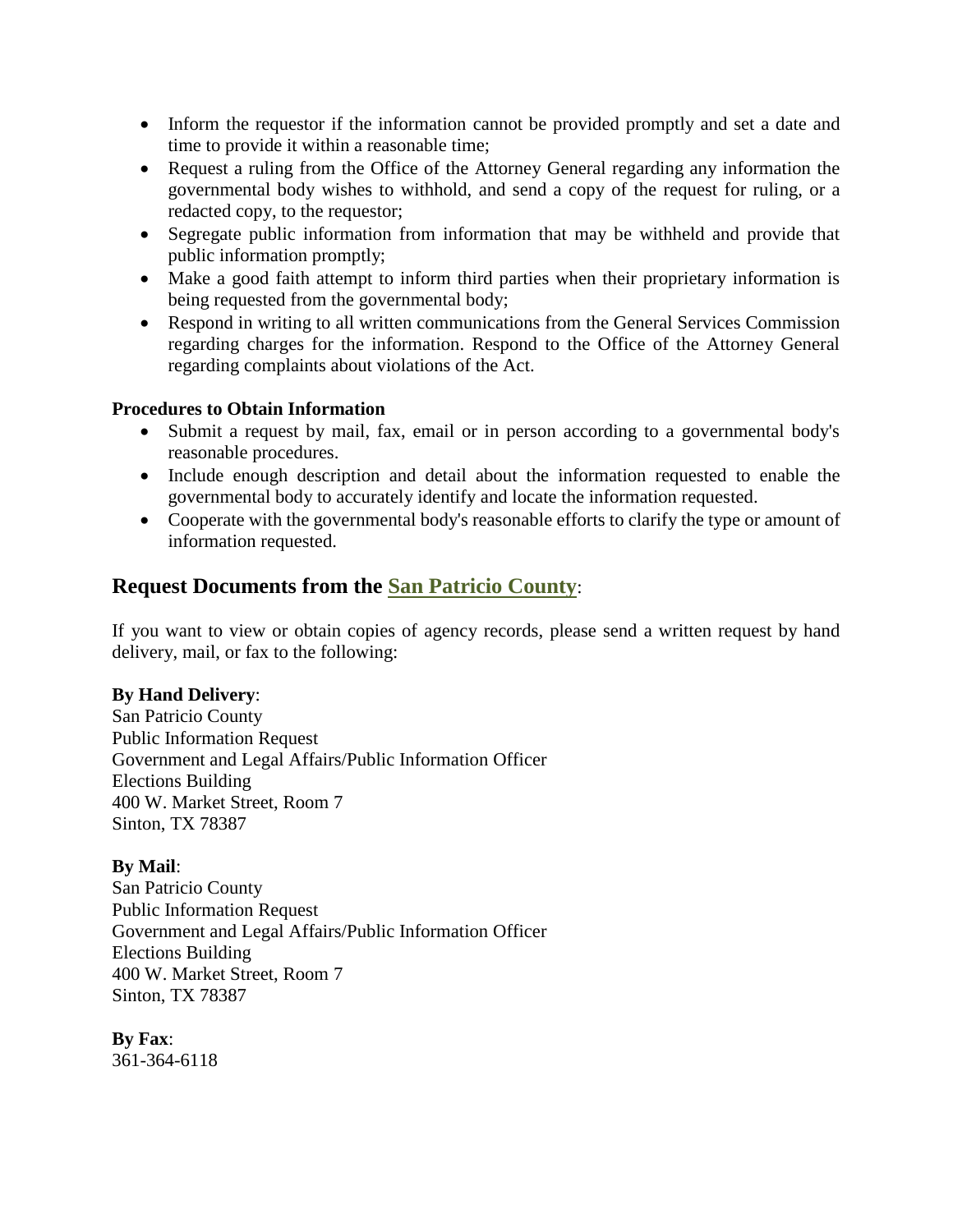- Inform the requestor if the information cannot be provided promptly and set a date and time to provide it within a reasonable time;
- Request a ruling from the Office of the Attorney General regarding any information the governmental body wishes to withhold, and send a copy of the request for ruling, or a redacted copy, to the requestor;
- Segregate public information from information that may be withheld and provide that public information promptly;
- Make a good faith attempt to inform third parties when their proprietary information is being requested from the governmental body;
- Respond in writing to all written communications from the General Services Commission regarding charges for the information. Respond to the Office of the Attorney General regarding complaints about violations of the Act.

**Procedures to Obtain Information**

- Submit a request by mail, fax, email or in person according to a governmental body's reasonable procedures.
- Include enough description and detail about the information requested to enable the governmental body to accurately identify and locate the information requested.
- Cooperate with the governmental body's reasonable efforts to clarify the type or amount of information requested.

## Request Documents from the San Patricio County:

If you want to view or obtain copies of agency records, please send a written request by hand delivery, mail, or fax to the following:

**By Hand Delivery**:
San Patricio County
Public Information Request
Government and Legal Affairs/Public Information Officer
Elections Building
400 W. Market Street, Room 7
Sinton, TX 78387

**By Mail**:
San Patricio County
Public Information Request
Government and Legal Affairs/Public Information Officer
Elections Building
400 W. Market Street, Room 7
Sinton, TX 78387

**By Fax**:
361-364-6118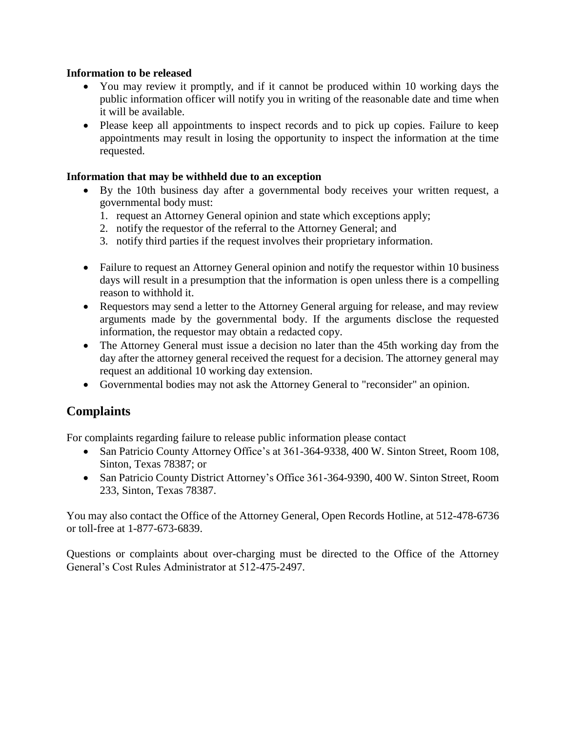**Information to be released**

- You may review it promptly, and if it cannot be produced within 10 working days the public information officer will notify you in writing of the reasonable date and time when it will be available.
- Please keep all appointments to inspect records and to pick up copies. Failure to keep appointments may result in losing the opportunity to inspect the information at the time requested.

**Information that may be withheld due to an exception**

- By the 10th business day after a governmental body receives your written request, a governmental body must:
  1. request an Attorney General opinion and state which exceptions apply;
  2. notify the requestor of the referral to the Attorney General; and
  3. notify third parties if the request involves their proprietary information.

- Failure to request an Attorney General opinion and notify the requestor within 10 business days will result in a presumption that the information is open unless there is a compelling reason to withhold it.
- Requestors may send a letter to the Attorney General arguing for release, and may review arguments made by the governmental body. If the arguments disclose the requested information, the requestor may obtain a redacted copy.
- The Attorney General must issue a decision no later than the 45th working day from the day after the attorney general received the request for a decision. The attorney general may request an additional 10 working day extension.
- Governmental bodies may not ask the Attorney General to "reconsider" an opinion.

## Complaints

For complaints regarding failure to release public information please contact

- San Patricio County Attorney Office's at 361-364-9338, 400 W. Sinton Street, Room 108, Sinton, Texas 78387; or
- San Patricio County District Attorney's Office 361-364-9390, 400 W. Sinton Street, Room 233, Sinton, Texas 78387.

You may also contact the Office of the Attorney General, Open Records Hotline, at 512-478-6736 or toll-free at 1-877-673-6839.

Questions or complaints about over-charging must be directed to the Office of the Attorney General's Cost Rules Administrator at 512-475-2497.